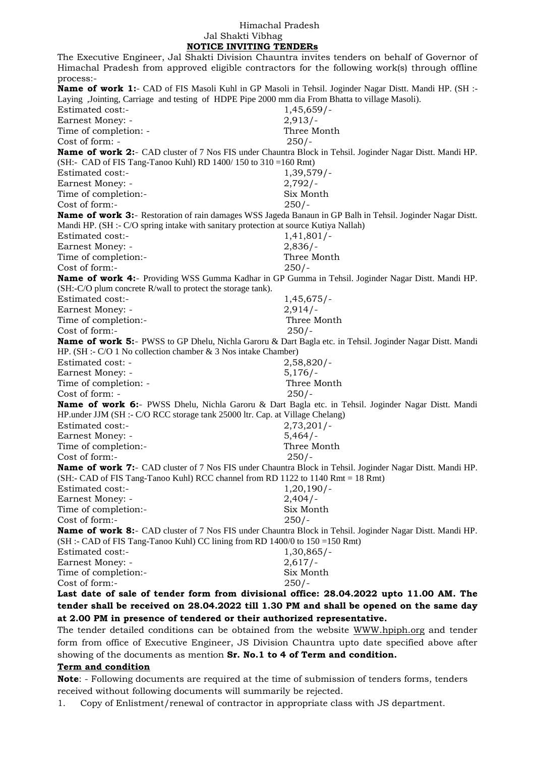Himachal Pradesh
Jal Shakti Vibhag

**NOTICE INVITING TENDERs**

The Executive Engineer, Jal Shakti Division Chauntra invites tenders on behalf of Governor of Himachal Pradesh from approved eligible contractors for the following work(s) through offline process:-

**Name of work 1:**- CAD of FIS Masoli Kuhl in GP Masoli in Tehsil. Joginder Nagar Distt. Mandi HP. (SH :- Laying ,Jointing, Carriage and testing of HDPE Pipe 2000 mm dia From Bhatta to village Masoli).

| | |
|---|---|
| Estimated cost:- | 1,45,659/- |
| Earnest Money: - | 2,913/- |
| Time of completion: - | Three Month |
| Cost of form: - | 250/- |

**Name of work 2:**- CAD cluster of 7 Nos FIS under Chauntra Block in Tehsil. Joginder Nagar Distt. Mandi HP. (SH:- CAD of FIS Tang-Tanoo Kuhl) RD 1400/ 150 to 310 =160 Rmt)

| | |
|---|---|
| Estimated cost:- | 1,39,579/- |
| Earnest Money: - | 2,792/- |
| Time of completion:- | Six Month |
| Cost of form:- | 250/- |

**Name of work 3:**- Restoration of rain damages WSS Jageda Banaun in GP Balh in Tehsil. Joginder Nagar Distt. Mandi HP. (SH :- C/O spring intake with sanitary protection at source Kutiya Nallah)

| | |
|---|---|
| Estimated cost:- | 1,41,801/- |
| Earnest Money: - | 2,836/- |
| Time of completion:- | Three Month |
| Cost of form:- | 250/- |

**Name of work 4:**- Providing WSS Gumma Kadhar in GP Gumma in Tehsil. Joginder Nagar Distt. Mandi HP. (SH:-C/O plum concrete R/wall to protect the storage tank).

| | |
|---|---|
| Estimated cost:- | 1,45,675/- |
| Earnest Money: - | 2,914/- |
| Time of completion:- | Three Month |
| Cost of form:- | 250/- |

**Name of work 5:**- PWSS to GP Dhelu, Nichla Garoru & Dart Bagla etc. in Tehsil. Joginder Nagar Distt. Mandi HP. (SH :- C/O 1 No collection chamber & 3 Nos intake Chamber)

| | |
|---|---|
| Estimated cost: - | 2,58,820/- |
| Earnest Money: - | 5,176/- |
| Time of completion: - | Three Month |
| Cost of form: - | 250/- |

**Name of work 6:**- PWSS Dhelu, Nichla Garoru & Dart Bagla etc. in Tehsil. Joginder Nagar Distt. Mandi HP.under JJM (SH :- C/O RCC storage tank 25000 ltr. Cap. at Village Chelang)

| | |
|---|---|
| Estimated cost:- | 2,73,201/- |
| Earnest Money: - | 5,464/- |
| Time of completion:- | Three Month |
| Cost of form:- | 250/- |

**Name of work 7:**- CAD cluster of 7 Nos FIS under Chauntra Block in Tehsil. Joginder Nagar Distt. Mandi HP. (SH:- CAD of FIS Tang-Tanoo Kuhl) RCC channel from RD 1122 to 1140 Rmt = 18 Rmt)

| | |
|---|---|
| Estimated cost:- | 1,20,190/- |
| Earnest Money: - | 2,404/- |
| Time of completion:- | Six Month |
| Cost of form:- | 250/- |

**Name of work 8:**- CAD cluster of 7 Nos FIS under Chauntra Block in Tehsil. Joginder Nagar Distt. Mandi HP. (SH :- CAD of FIS Tang-Tanoo Kuhl) CC lining from RD 1400/0 to 150 =150 Rmt)

| | |
|---|---|
| Estimated cost:- | 1,30,865/- |
| Earnest Money: - | 2,617/- |
| Time of completion:- | Six Month |
| Cost of form:- | 250/- |

**Last date of sale of tender form from divisional office: 28.04.2022 upto 11.00 AM. The tender shall be received on 28.04.2022 till 1.30 PM and shall be opened on the same day at 2.00 PM in presence of tendered or their authorized representative.**

The tender detailed conditions can be obtained from the website WWW.hpiph.org and tender form from office of Executive Engineer, JS Division Chauntra upto date specified above after showing of the documents as mention **Sr. No.1 to 4 of Term and condition.**

**Term and condition**

**Note**: - Following documents are required at the time of submission of tenders forms, tenders received without following documents will summarily be rejected.

1. Copy of Enlistment/renewal of contractor in appropriate class with JS department.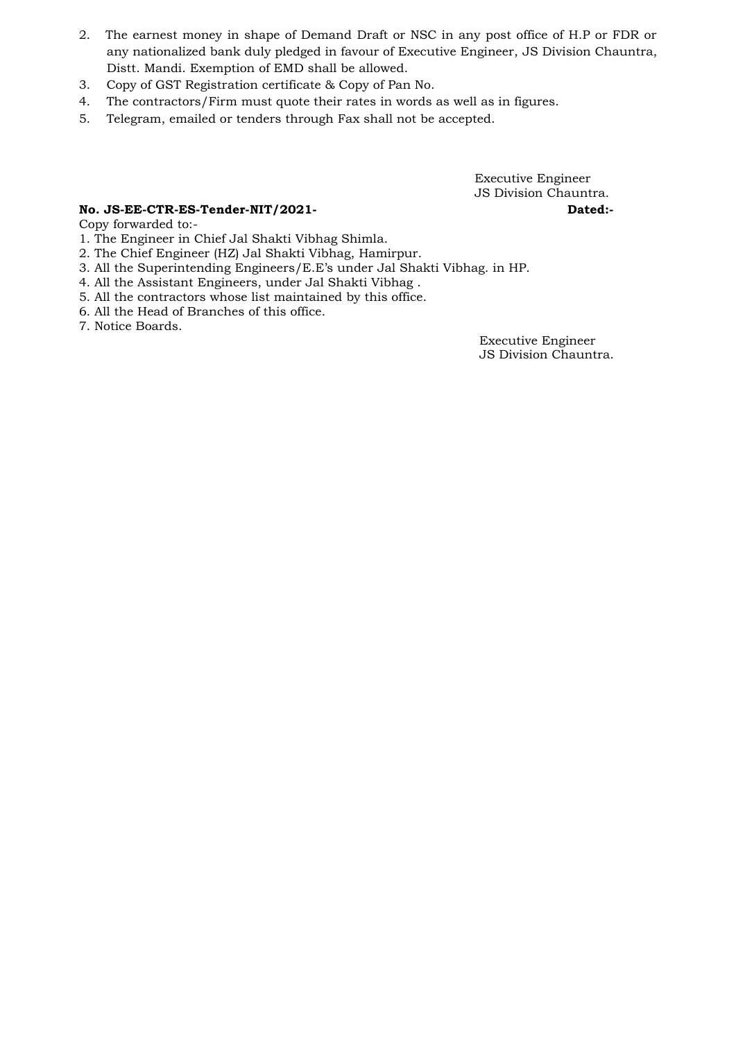2. The earnest money in shape of Demand Draft or NSC in any post office of H.P or FDR or any nationalized bank duly pledged in favour of Executive Engineer, JS Division Chauntra, Distt. Mandi. Exemption of EMD shall be allowed.
3. Copy of GST Registration certificate & Copy of Pan No.
4. The contractors/Firm must quote their rates in words as well as in figures.
5. Telegram, emailed or tenders through Fax shall not be accepted.

Executive Engineer
JS Division Chauntra.

**No. JS-EE-CTR-ES-Tender-NIT/2021-** **Dated:-**

Copy forwarded to:-

1. The Engineer in Chief Jal Shakti Vibhag Shimla.
2. The Chief Engineer (HZ) Jal Shakti Vibhag, Hamirpur.
3. All the Superintending Engineers/E.E's under Jal Shakti Vibhag. in HP.
4. All the Assistant Engineers, under Jal Shakti Vibhag .
5. All the contractors whose list maintained by this office.
6. All the Head of Branches of this office.
7. Notice Boards.

Executive Engineer
JS Division Chauntra.